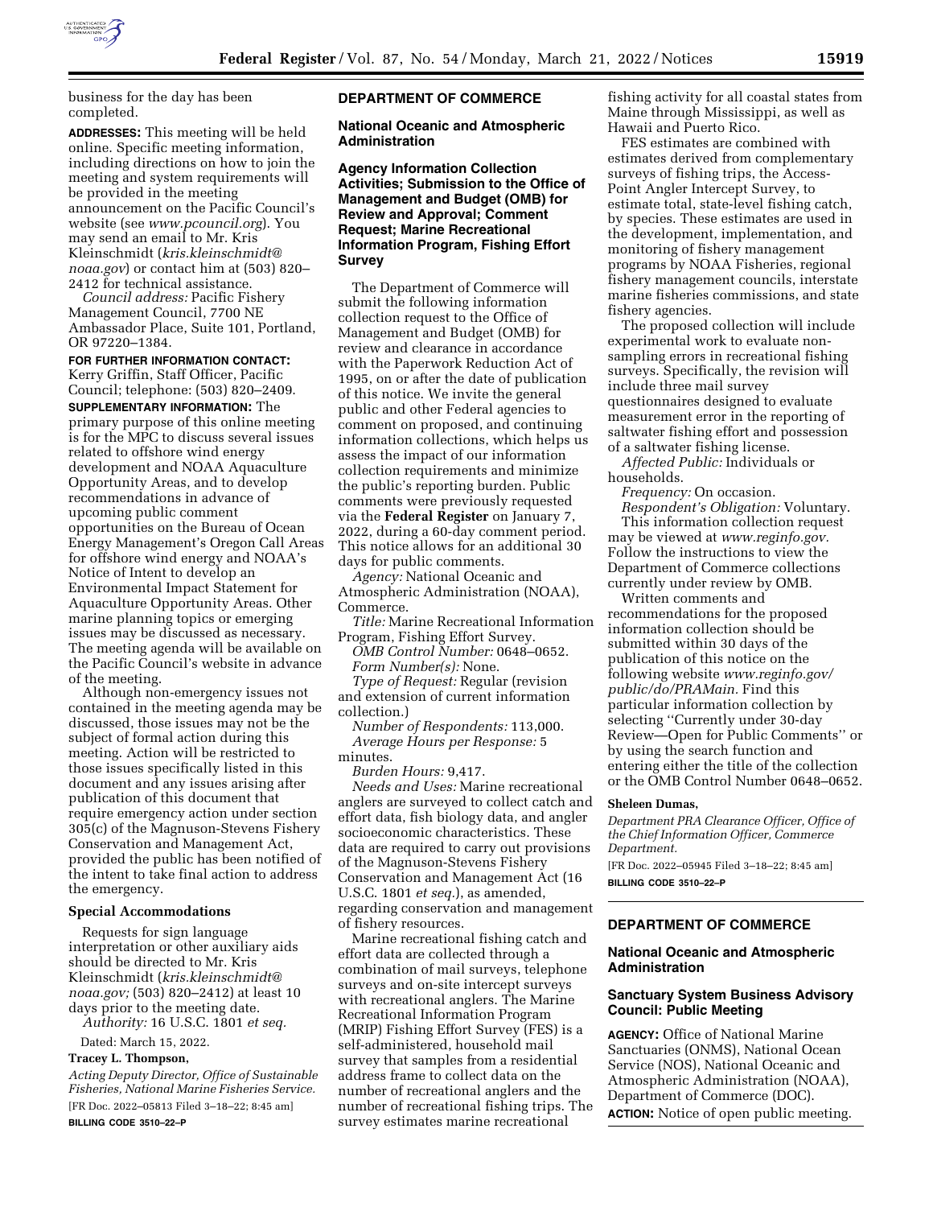business for the day has been completed.

**ADDRESSES:** This meeting will be held online. Specific meeting information, including directions on how to join the meeting and system requirements will be provided in the meeting announcement on the Pacific Council's website (see *www.pcouncil.org*). You may send an email to Mr. Kris Kleinschmidt (*kris.kleinschmidt@noaa.gov*) or contact him at (503) 820–2412 for technical assistance.

*Council address:* Pacific Fishery Management Council, 7700 NE Ambassador Place, Suite 101, Portland, OR 97220–1384.

**FOR FURTHER INFORMATION CONTACT:** Kerry Griffin, Staff Officer, Pacific Council; telephone: (503) 820–2409.

**SUPPLEMENTARY INFORMATION:** The primary purpose of this online meeting is for the MPC to discuss several issues related to offshore wind energy development and NOAA Aquaculture Opportunity Areas, and to develop recommendations in advance of upcoming public comment opportunities on the Bureau of Ocean Energy Management's Oregon Call Areas for offshore wind energy and NOAA's Notice of Intent to develop an Environmental Impact Statement for Aquaculture Opportunity Areas. Other marine planning topics or emerging issues may be discussed as necessary. The meeting agenda will be available on the Pacific Council's website in advance of the meeting.

Although non-emergency issues not contained in the meeting agenda may be discussed, those issues may not be the subject of formal action during this meeting. Action will be restricted to those issues specifically listed in this document and any issues arising after publication of this document that require emergency action under section 305(c) of the Magnuson-Stevens Fishery Conservation and Management Act, provided the public has been notified of the intent to take final action to address the emergency.

### Special Accommodations

Requests for sign language interpretation or other auxiliary aids should be directed to Mr. Kris Kleinschmidt (*kris.kleinschmidt@noaa.gov;* (503) 820–2412) at least 10 days prior to the meeting date.

*Authority:* 16 U.S.C. 1801 *et seq.*

Dated: March 15, 2022.

**Tracey L. Thompson,**

*Acting Deputy Director, Office of Sustainable Fisheries, National Marine Fisheries Service.*

[FR Doc. 2022–05813 Filed 3–18–22; 8:45 am]

**BILLING CODE 3510–22–P**

## DEPARTMENT OF COMMERCE

### National Oceanic and Atmospheric Administration

### Agency Information Collection Activities; Submission to the Office of Management and Budget (OMB) for Review and Approval; Comment Request; Marine Recreational Information Program, Fishing Effort Survey

The Department of Commerce will submit the following information collection request to the Office of Management and Budget (OMB) for review and clearance in accordance with the Paperwork Reduction Act of 1995, on or after the date of publication of this notice. We invite the general public and other Federal agencies to comment on proposed, and continuing information collections, which helps us assess the impact of our information collection requirements and minimize the public's reporting burden. Public comments were previously requested via the **Federal Register** on January 7, 2022, during a 60-day comment period. This notice allows for an additional 30 days for public comments.

*Agency:* National Oceanic and Atmospheric Administration (NOAA), Commerce.

*Title:* Marine Recreational Information Program, Fishing Effort Survey.

*OMB Control Number:* 0648–0652.

*Form Number(s):* None.

*Type of Request:* Regular (revision and extension of current information collection.)

*Number of Respondents:* 113,000.

*Average Hours per Response:* 5 minutes.

*Burden Hours:* 9,417.

*Needs and Uses:* Marine recreational anglers are surveyed to collect catch and effort data, fish biology data, and angler socioeconomic characteristics. These data are required to carry out provisions of the Magnuson-Stevens Fishery Conservation and Management Act (16 U.S.C. 1801 *et seq.*), as amended, regarding conservation and management of fishery resources.

Marine recreational fishing catch and effort data are collected through a combination of mail surveys, telephone surveys and on-site intercept surveys with recreational anglers. The Marine Recreational Information Program (MRIP) Fishing Effort Survey (FES) is a self-administered, household mail survey that samples from a residential address frame to collect data on the number of recreational anglers and the number of recreational fishing trips. The survey estimates marine recreational fishing activity for all coastal states from Maine through Mississippi, as well as Hawaii and Puerto Rico.

FES estimates are combined with estimates derived from complementary surveys of fishing trips, the Access-Point Angler Intercept Survey, to estimate total, state-level fishing catch, by species. These estimates are used in the development, implementation, and monitoring of fishery management programs by NOAA Fisheries, regional fishery management councils, interstate marine fisheries commissions, and state fishery agencies.

The proposed collection will include experimental work to evaluate non-sampling errors in recreational fishing surveys. Specifically, the revision will include three mail survey questionnaires designed to evaluate measurement error in the reporting of saltwater fishing effort and possession of a saltwater fishing license.

*Affected Public:* Individuals or households.

*Frequency:* On occasion.

*Respondent's Obligation:* Voluntary.

This information collection request may be viewed at *www.reginfo.gov.* Follow the instructions to view the Department of Commerce collections currently under review by OMB.

Written comments and recommendations for the proposed information collection should be submitted within 30 days of the publication of this notice on the following website *www.reginfo.gov/public/do/PRAMain.* Find this particular information collection by selecting ''Currently under 30-day Review—Open for Public Comments'' or by using the search function and entering either the title of the collection or the OMB Control Number 0648–0652.

**Sheleen Dumas,**

*Department PRA Clearance Officer, Office of the Chief Information Officer, Commerce Department.*

[FR Doc. 2022–05945 Filed 3–18–22; 8:45 am]

**BILLING CODE 3510–22–P**

## DEPARTMENT OF COMMERCE

### National Oceanic and Atmospheric Administration

### Sanctuary System Business Advisory Council: Public Meeting

**AGENCY:** Office of National Marine Sanctuaries (ONMS), National Ocean Service (NOS), National Oceanic and Atmospheric Administration (NOAA), Department of Commerce (DOC).

**ACTION:** Notice of open public meeting.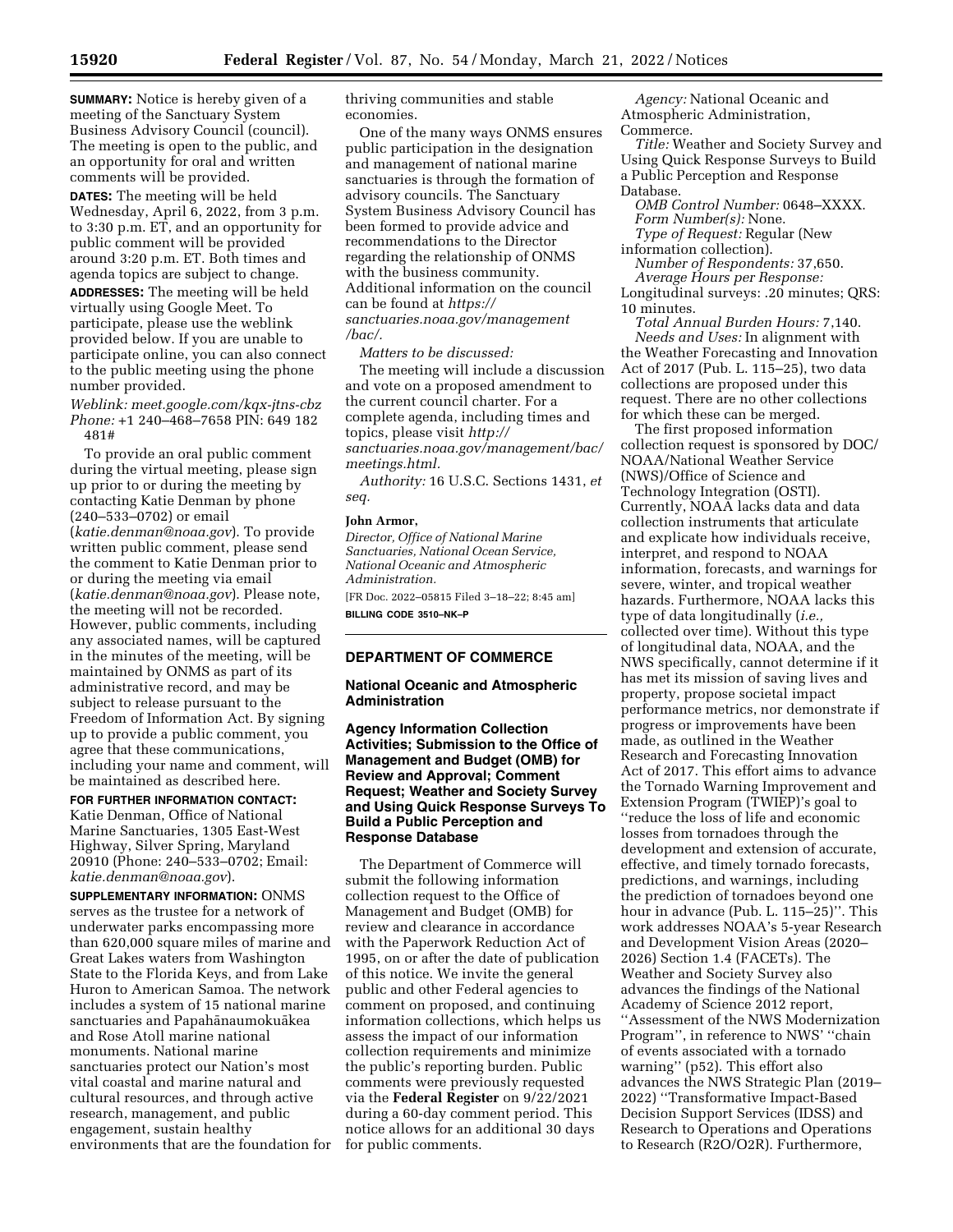**SUMMARY:** Notice is hereby given of a meeting of the Sanctuary System Business Advisory Council (council). The meeting is open to the public, and an opportunity for oral and written comments will be provided.

**DATES:** The meeting will be held Wednesday, April 6, 2022, from 3 p.m. to 3:30 p.m. ET, and an opportunity for public comment will be provided around 3:20 p.m. ET. Both times and agenda topics are subject to change.

**ADDRESSES:** The meeting will be held virtually using Google Meet. To participate, please use the weblink provided below. If you are unable to participate online, you can also connect to the public meeting using the phone number provided.

*Weblink: meet.google.com/kqx-jtns-cbz*
*Phone:* +1 240–468–7658 PIN: 649 182 481#

To provide an oral public comment during the virtual meeting, please sign up prior to or during the meeting by contacting Katie Denman by phone (240–533–0702) or email (*katie.denman@noaa.gov*). To provide written public comment, please send the comment to Katie Denman prior to or during the meeting via email (*katie.denman@noaa.gov*). Please note, the meeting will not be recorded. However, public comments, including any associated names, will be captured in the minutes of the meeting, will be maintained by ONMS as part of its administrative record, and may be subject to release pursuant to the Freedom of Information Act. By signing up to provide a public comment, you agree that these communications, including your name and comment, will be maintained as described here.

**FOR FURTHER INFORMATION CONTACT:** Katie Denman, Office of National Marine Sanctuaries, 1305 East-West Highway, Silver Spring, Maryland 20910 (Phone: 240–533–0702; Email: *katie.denman@noaa.gov*).

**SUPPLEMENTARY INFORMATION:** ONMS serves as the trustee for a network of underwater parks encompassing more than 620,000 square miles of marine and Great Lakes waters from Washington State to the Florida Keys, and from Lake Huron to American Samoa. The network includes a system of 15 national marine sanctuaries and Papahānaumokuākea and Rose Atoll marine national monuments. National marine sanctuaries protect our Nation's most vital coastal and marine natural and cultural resources, and through active research, management, and public engagement, sustain healthy environments that are the foundation for thriving communities and stable economies.

One of the many ways ONMS ensures public participation in the designation and management of national marine sanctuaries is through the formation of advisory councils. The Sanctuary System Business Advisory Council has been formed to provide advice and recommendations to the Director regarding the relationship of ONMS with the business community. Additional information on the council can be found at *https://sanctuaries.noaa.gov/management/bac/.*

*Matters to be discussed:*

The meeting will include a discussion and vote on a proposed amendment to the current council charter. For a complete agenda, including times and topics, please visit *http://sanctuaries.noaa.gov/management/bac/meetings.html.*

*Authority:* 16 U.S.C. Sections 1431, *et seq.*

**John Armor,**
*Director, Office of National Marine Sanctuaries, National Ocean Service, National Oceanic and Atmospheric Administration.*

[FR Doc. 2022–05815 Filed 3–18–22; 8:45 am]

**BILLING CODE 3510–NK–P**

## DEPARTMENT OF COMMERCE

### National Oceanic and Atmospheric Administration

### Agency Information Collection Activities; Submission to the Office of Management and Budget (OMB) for Review and Approval; Comment Request; Weather and Society Survey and Using Quick Response Surveys To Build a Public Perception and Response Database

The Department of Commerce will submit the following information collection request to the Office of Management and Budget (OMB) for review and clearance in accordance with the Paperwork Reduction Act of 1995, on or after the date of publication of this notice. We invite the general public and other Federal agencies to comment on proposed, and continuing information collections, which helps us assess the impact of our information collection requirements and minimize the public's reporting burden. Public comments were previously requested via the **Federal Register** on 9/22/2021 during a 60-day comment period. This notice allows for an additional 30 days for public comments.

*Agency:* National Oceanic and Atmospheric Administration, Commerce.

*Title:* Weather and Society Survey and Using Quick Response Surveys to Build a Public Perception and Response Database.

*OMB Control Number:* 0648–XXXX.

*Form Number(s):* None.

*Type of Request:* Regular (New information collection).

*Number of Respondents:* 37,650.

*Average Hours per Response:* Longitudinal surveys: .20 minutes; QRS: 10 minutes.

*Total Annual Burden Hours:* 7,140.

*Needs and Uses:* In alignment with the Weather Forecasting and Innovation Act of 2017 (Pub. L. 115–25), two data collections are proposed under this request. There are no other collections for which these can be merged.

The first proposed information collection request is sponsored by DOC/NOAA/National Weather Service (NWS)/Office of Science and Technology Integration (OSTI). Currently, NOAA lacks data and data collection instruments that articulate and explicate how individuals receive, interpret, and respond to NOAA information, forecasts, and warnings for severe, winter, and tropical weather hazards. Furthermore, NOAA lacks this type of data longitudinally (*i.e.,* collected over time). Without this type of longitudinal data, NOAA, and the NWS specifically, cannot determine if it has met its mission of saving lives and property, propose societal impact performance metrics, nor demonstrate if progress or improvements have been made, as outlined in the Weather Research and Forecasting Innovation Act of 2017. This effort aims to advance the Tornado Warning Improvement and Extension Program (TWIEP)'s goal to ''reduce the loss of life and economic losses from tornadoes through the development and extension of accurate, effective, and timely tornado forecasts, predictions, and warnings, including the prediction of tornadoes beyond one hour in advance (Pub. L. 115–25)''. This work addresses NOAA's 5-year Research and Development Vision Areas (2020–2026) Section 1.4 (FACETs). The Weather and Society Survey also advances the findings of the National Academy of Science 2012 report, ''Assessment of the NWS Modernization Program'', in reference to NWS' ''chain of events associated with a tornado warning'' (p52). This effort also advances the NWS Strategic Plan (2019–2022) ''Transformative Impact-Based Decision Support Services (IDSS) and Research to Operations and Operations to Research (R2O/O2R). Furthermore,